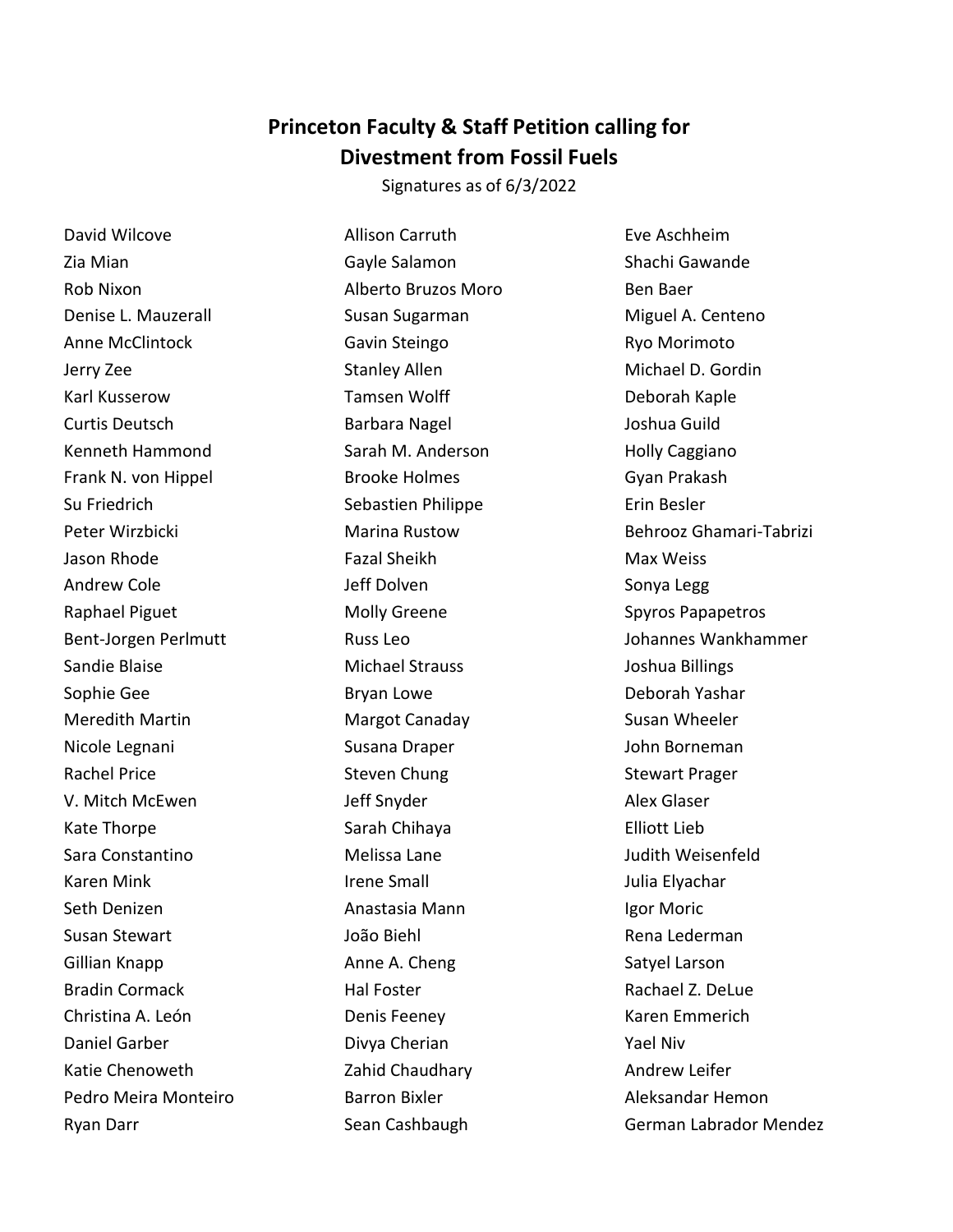# Princeton Faculty & Staff Petition calling for Divestment from Fossil Fuels

Signatures as of 6/3/2022

David Wilcove
Zia Mian
Rob Nixon
Denise L. Mauzerall
Anne McClintock
Jerry Zee
Karl Kusserow
Curtis Deutsch
Kenneth Hammond
Frank N. von Hippel
Su Friedrich
Peter Wirzbicki
Jason Rhode
Andrew Cole
Raphael Piguet
Bent-Jorgen Perlmutt
Sandie Blaise
Sophie Gee
Meredith Martin
Nicole Legnani
Rachel Price
V. Mitch McEwen
Kate Thorpe
Sara Constantino
Karen Mink
Seth Denizen
Susan Stewart
Gillian Knapp
Bradin Cormack
Christina A. León
Daniel Garber
Katie Chenoweth
Pedro Meira Monteiro
Ryan Darr
Allison Carruth
Gayle Salamon
Alberto Bruzos Moro
Susan Sugarman
Gavin Steingo
Stanley Allen
Tamsen Wolff
Barbara Nagel
Sarah M. Anderson
Brooke Holmes
Sebastien Philippe
Marina Rustow
Fazal Sheikh
Jeff Dolven
Molly Greene
Russ Leo
Michael Strauss
Bryan Lowe
Margot Canaday
Susana Draper
Steven Chung
Jeff Snyder
Sarah Chihaya
Melissa Lane
Irene Small
Anastasia Mann
João Biehl
Anne A. Cheng
Hal Foster
Denis Feeney
Divya Cherian
Zahid Chaudhary
Barron Bixler
Sean Cashbaugh
Eve Aschheim
Shachi Gawande
Ben Baer
Miguel A. Centeno
Ryo Morimoto
Michael D. Gordin
Deborah Kaple
Joshua Guild
Holly Caggiano
Gyan Prakash
Erin Besler
Behrooz Ghamari-Tabrizi
Max Weiss
Sonya Legg
Spyros Papapetros
Johannes Wankhammer
Joshua Billings
Deborah Yashar
Susan Wheeler
John Borneman
Stewart Prager
Alex Glaser
Elliott Lieb
Judith Weisenfeld
Julia Elyachar
Igor Moric
Rena Lederman
Satyel Larson
Rachael Z. DeLue
Karen Emmerich
Yael Niv
Andrew Leifer
Aleksandar Hemon
German Labrador Mendez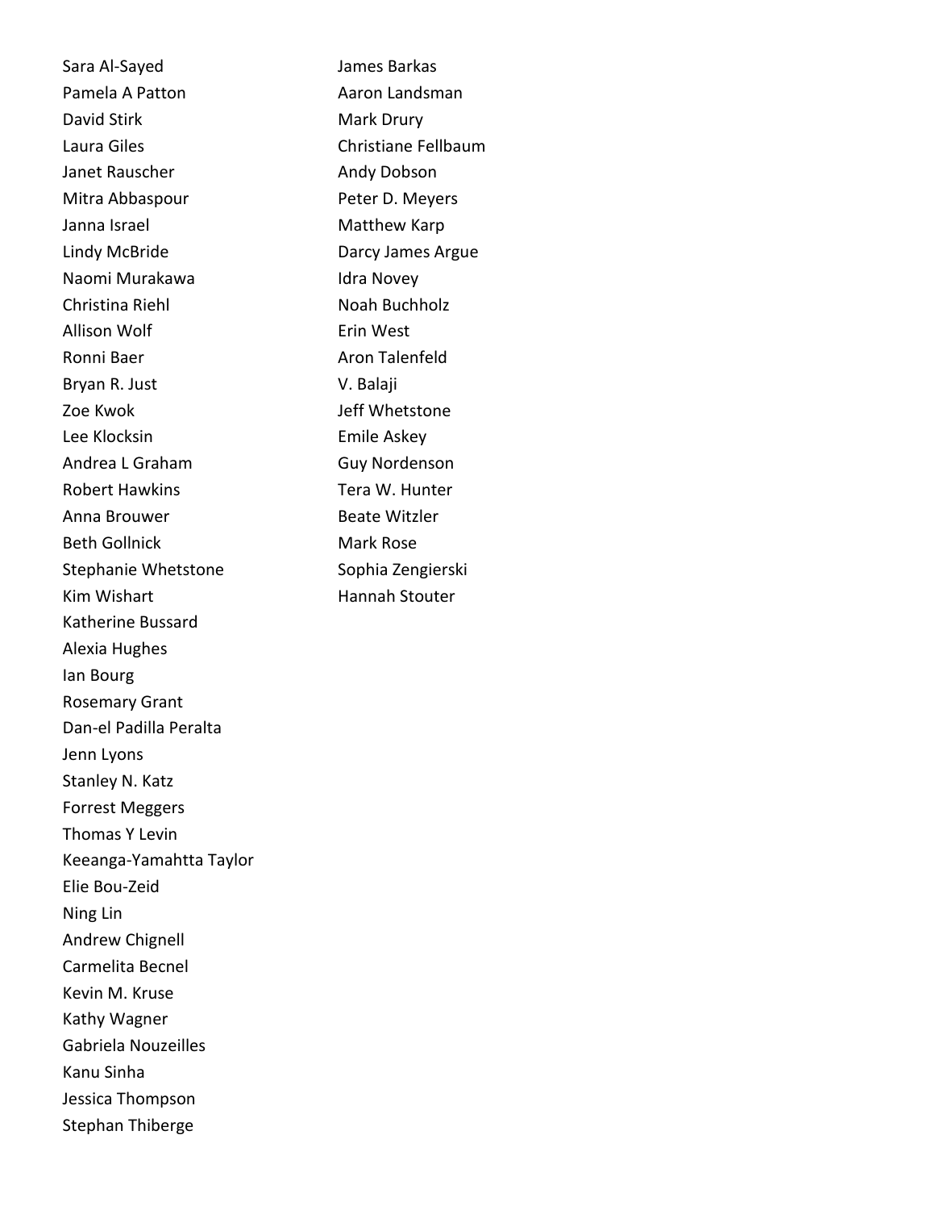Sara Al-Sayed
Pamela A Patton
David Stirk
Laura Giles
Janet Rauscher
Mitra Abbaspour
Janna Israel
Lindy McBride
Naomi Murakawa
Christina Riehl
Allison Wolf
Ronni Baer
Bryan R. Just
Zoe Kwok
Lee Klocksin
Andrea L Graham
Robert Hawkins
Anna Brouwer
Beth Gollnick
Stephanie Whetstone
Kim Wishart
Katherine Bussard
Alexia Hughes
Ian Bourg
Rosemary Grant
Dan-el Padilla Peralta
Jenn Lyons
Stanley N. Katz
Forrest Meggers
Thomas Y Levin
Keeanga-Yamahtta Taylor
Elie Bou-Zeid
Ning Lin
Andrew Chignell
Carmelita Becnel
Kevin M. Kruse
Kathy Wagner
Gabriela Nouzeilles
Kanu Sinha
Jessica Thompson
Stephan Thiberge
James Barkas
Aaron Landsman
Mark Drury
Christiane Fellbaum
Andy Dobson
Peter D. Meyers
Matthew Karp
Darcy James Argue
Idra Novey
Noah Buchholz
Erin West
Aron Talenfeld
V. Balaji
Jeff Whetstone
Emile Askey
Guy Nordenson
Tera W. Hunter
Beate Witzler
Mark Rose
Sophia Zengierski
Hannah Stouter